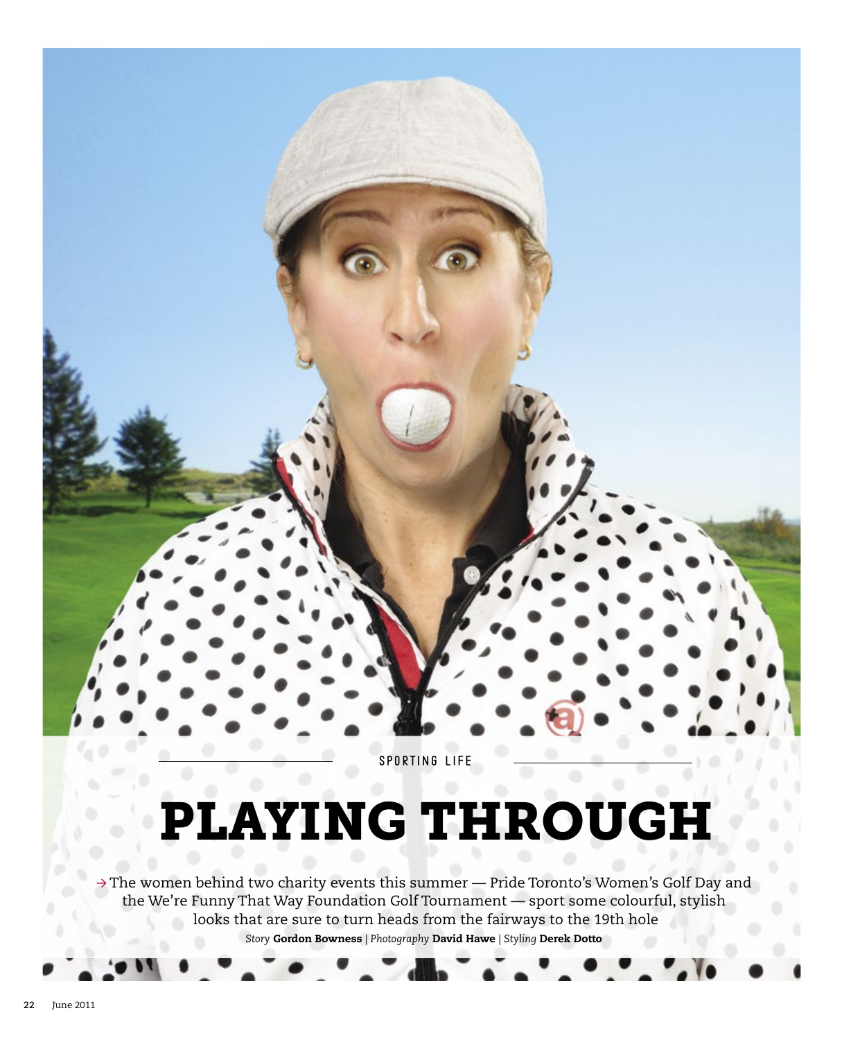SPORTING LIFE

# PLAYING THROUGH

→ The women behind two charity events this summer — Pride Toronto's Women's Golf Day and the We're Funny That Way Foundation Golf Tournament — sport some colourful, stylish looks that are sure to turn heads from the fairways to the 19th hole

*Story* **Gordon Bowness** | *Photography* **David Hawe** | *Styling* **Derek Dotto**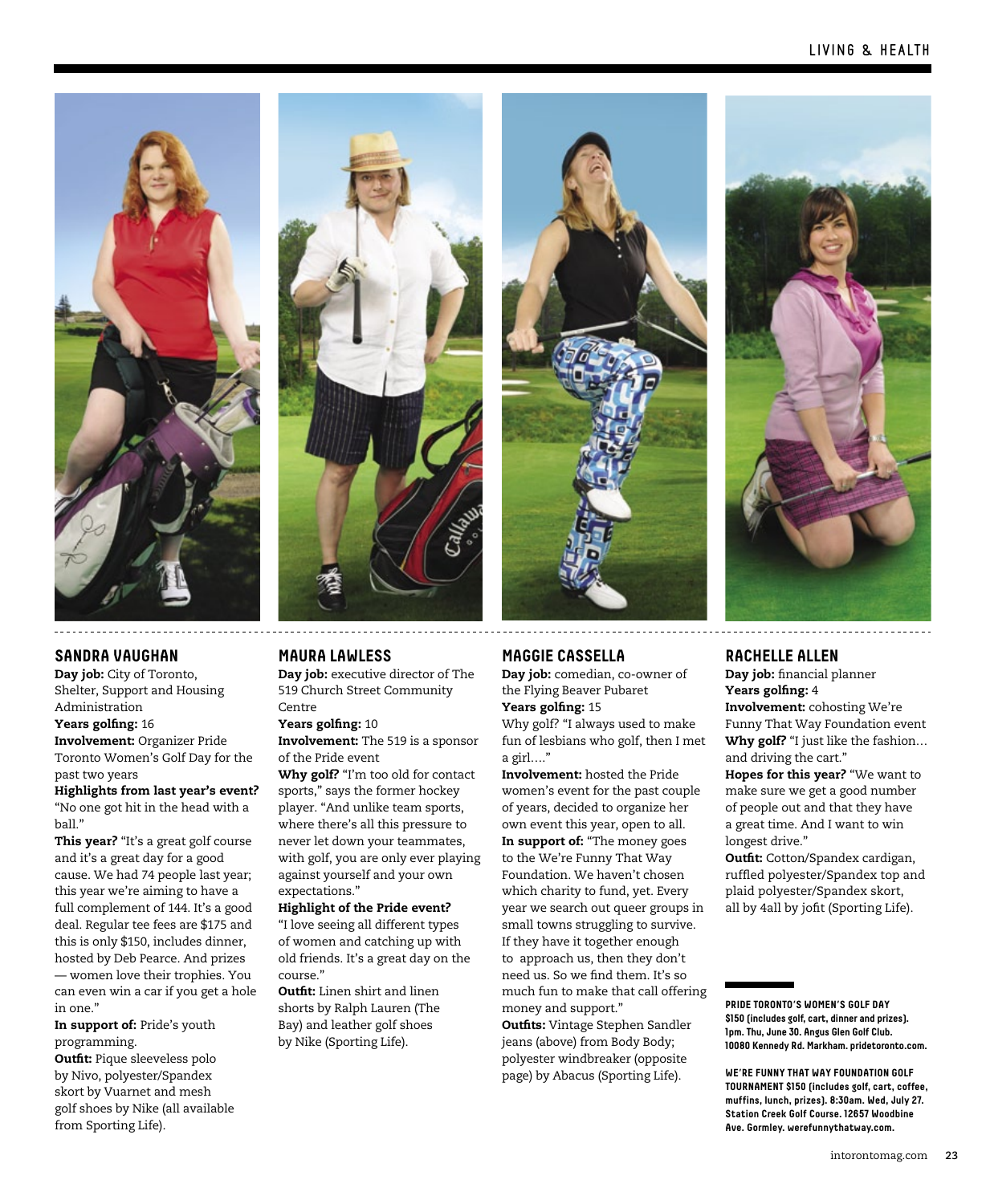## SANDRA VAUGHAN

**Day job:** City of Toronto, Shelter, Support and Housing Administration

**Years golfing:** 16

**Involvement:** Organizer Pride Toronto Women's Golf Day for the past two years

**Highlights from last year's event?** "No one got hit in the head with a ball."

**This year?** "It's a great golf course and it's a great day for a good cause. We had 74 people last year; this year we're aiming to have a full complement of 144. It's a good deal. Regular tee fees are $175 and this is only $150, includes dinner, hosted by Deb Pearce. And prizes — women love their trophies. You can even win a car if you get a hole in one."

**In support of:** Pride's youth programming.

**Outfit:** Pique sleeveless polo by Nivo, polyester/Spandex skort by Vuarnet and mesh golf shoes by Nike (all available from Sporting Life).

## MAURA LAWLESS

**Day job:** executive director of The 519 Church Street Community Centre

**Years golfing:** 10

**Involvement:** The 519 is a sponsor of the Pride event

**Why golf?** "I'm too old for contact sports," says the former hockey player. "And unlike team sports, where there's all this pressure to never let down your teammates, with golf, you are only ever playing against yourself and your own expectations."

**Highlight of the Pride event?** "I love seeing all different types of women and catching up with old friends. It's a great day on the course."

**Outfit:** Linen shirt and linen shorts by Ralph Lauren (The Bay) and leather golf shoes by Nike (Sporting Life).

## MAGGIE CASSELLA

**Day job:** comedian, co-owner of the Flying Beaver Pubaret

**Years golfing:** 15

Why golf? "I always used to make fun of lesbians who golf, then I met a girl…."

**Involvement:** hosted the Pride women's event for the past couple of years, decided to organize her own event this year, open to all.

**In support of:** "The money goes to the We're Funny That Way Foundation. We haven't chosen which charity to fund, yet. Every year we search out queer groups in small towns struggling to survive. If they have it together enough to approach us, then they don't need us. So we find them. It's so much fun to make that call offering money and support."

**Outfits:** Vintage Stephen Sandler jeans (above) from Body Body; polyester windbreaker (opposite page) by Abacus (Sporting Life).

## RACHELLE ALLEN

**Day job:** financial planner

**Years golfing:** 4

**Involvement:** cohosting We're Funny That Way Foundation event

**Why golf?** "I just like the fashion… and driving the cart."

**Hopes for this year?** "We want to make sure we get a good number of people out and that they have a great time. And I want to win longest drive."

**Outfit:** Cotton/Spandex cardigan, ruffled polyester/Spandex top and plaid polyester/Spandex skort, all by 4all by jofit (Sporting Life).

**PRIDE TORONTO'S WOMEN'S GOLF DAY $150 (includes golf, cart, dinner and prizes). 1pm. Thu, June 30. Angus Glen Golf Club. 10080 Kennedy Rd. Markham. pridetoronto.com.**

**WE'RE FUNNY THAT WAY FOUNDATION GOLF TOURNAMENT $150 (includes golf, cart, coffee, muffins, lunch, prizes). 8:30am. Wed, July 27. Station Creek Golf Course. 12657 Woodbine Ave. Gormley. werefunnythatway.com.**